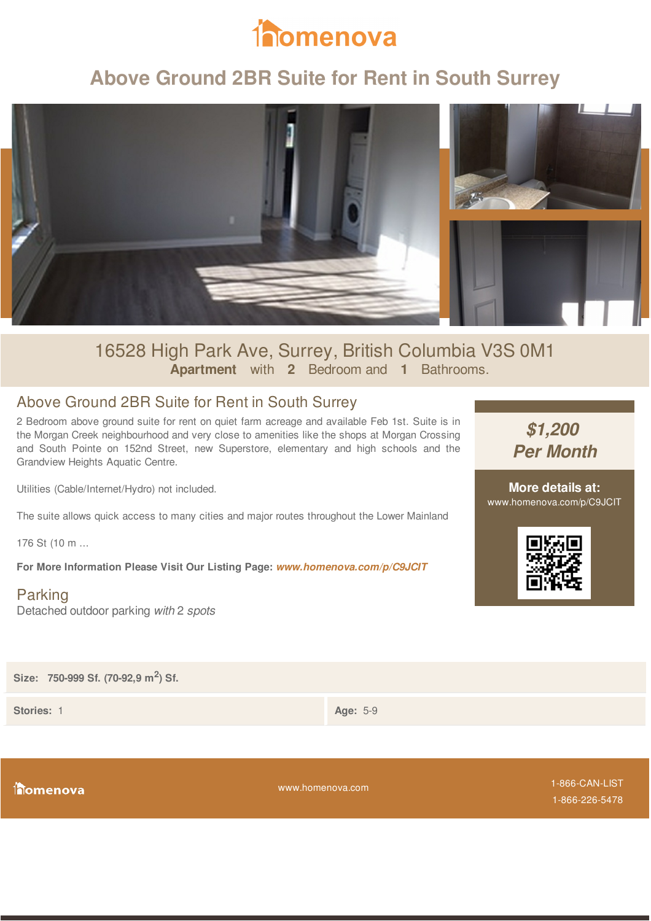# Above Ground 2BR Suite for Rent in South Surrey

16528 High Park Ave, Surrey, British Columbia V3S 0M1

**Apartment** with **2** Bedroom and **1** Bathrooms.

## Above Ground 2BR Suite for Rent in South Surrey

2 Bedroom above ground suite for rent on quiet farm acreage and available Feb 1st. Suite is in the Morgan Creek neighbourhood and very close to amenities like the shops at Morgan Crossing and South Pointe on 152nd Street, new Superstore, elementary and high schools and the Grandview Heights Aquatic Centre.

Utilities (Cable/Internet/Hydro) not included.

The suite allows quick access to many cities and major routes throughout the Lower Mainland

176 St (10 m ...

**For More Information Please Visit Our Listing Page:** ***www.homenova.com/p/C9JCIT***

***$1,200 Per Month***

**More details at:**
www.homenova.com/p/C9JCIT

## Parking

Detached outdoor parking *with* 2 *spots*

**Size:** **750-999 Sf. (70-92,9 m$^2$) Sf.**

**Stories:** 1

**Age:** 5-9

www.homenova.com

1-866-CAN-LIST
1-866-226-5478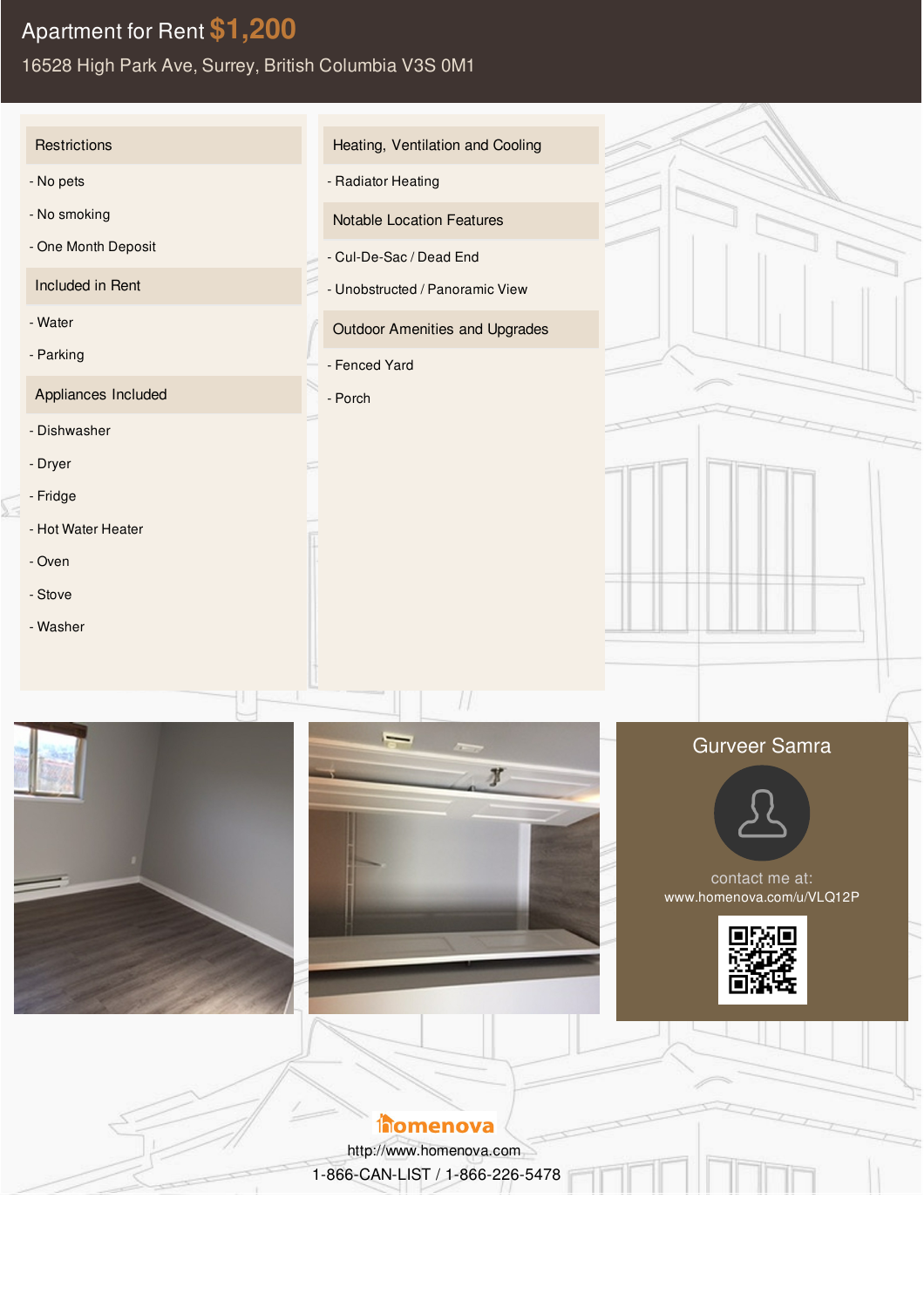# Apartment for Rent $1,200

16528 High Park Ave, Surrey, British Columbia V3S 0M1

## Restrictions

- No pets
- No smoking
- One Month Deposit

## Included in Rent

- Water
- Parking

## Appliances Included

- Dishwasher
- Dryer
- Fridge
- Hot Water Heater
- Oven
- Stove
- Washer

## Heating, Ventilation and Cooling

- Radiator Heating

## Notable Location Features

- Cul-De-Sac / Dead End
- Unobstructed / Panoramic View

## Outdoor Amenities and Upgrades

- Fenced Yard
- Porch

## Gurveer Samra

contact me at:
www.homenova.com/u/VLQ12P

homenova
http://www.homenova.com
1-866-CAN-LIST / 1-866-226-5478